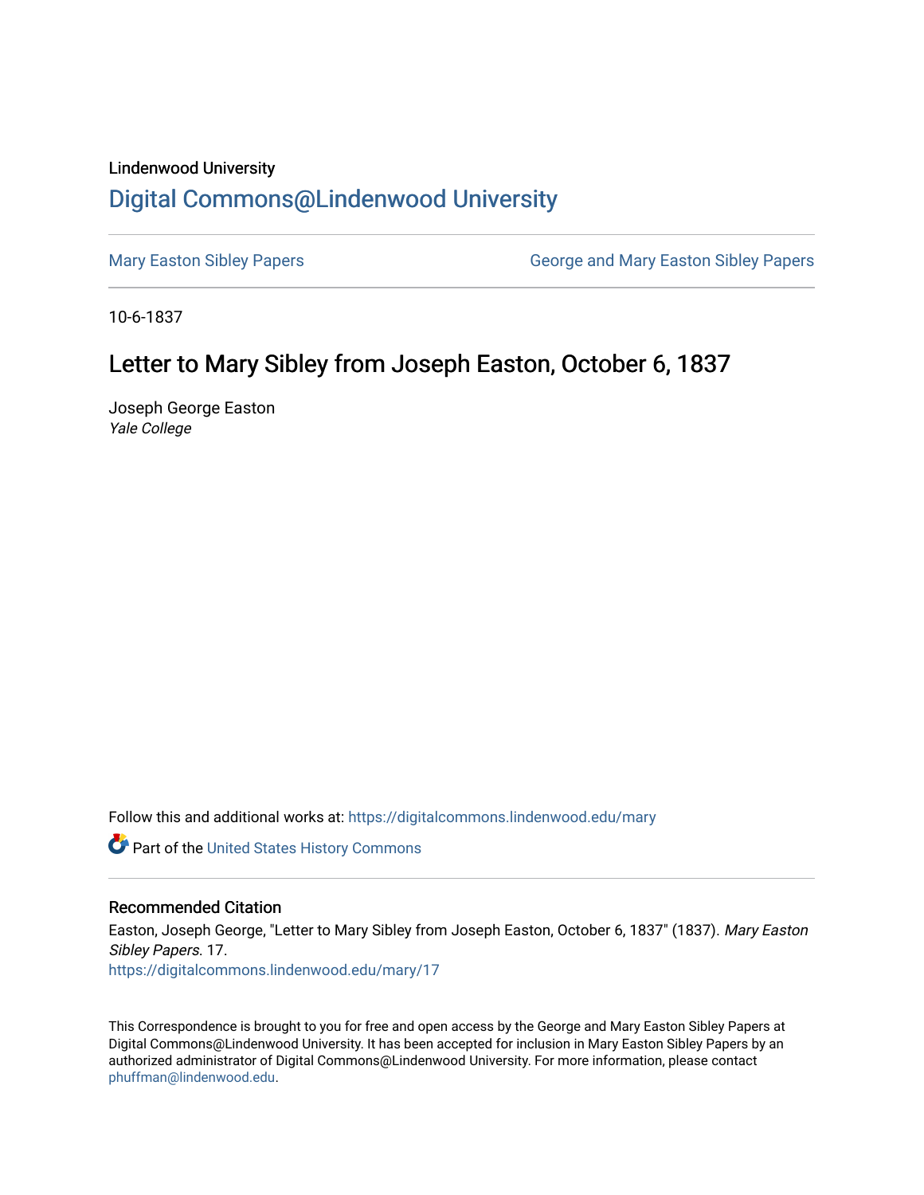Lindenwood University

# Digital Commons@Lindenwood University

Mary Easton Sibley Papers | George and Mary Easton Sibley Papers

10-6-1837

## Letter to Mary Sibley from Joseph Easton, October 6, 1837

Joseph George Easton
*Yale College*

Follow this and additional works at: https://digitalcommons.lindenwood.edu/mary

Part of the United States History Commons

### Recommended Citation

Easton, Joseph George, "Letter to Mary Sibley from Joseph Easton, October 6, 1837" (1837). *Mary Easton Sibley Papers*. 17.
https://digitalcommons.lindenwood.edu/mary/17

This Correspondence is brought to you for free and open access by the George and Mary Easton Sibley Papers at Digital Commons@Lindenwood University. It has been accepted for inclusion in Mary Easton Sibley Papers by an authorized administrator of Digital Commons@Lindenwood University. For more information, please contact phuffman@lindenwood.edu.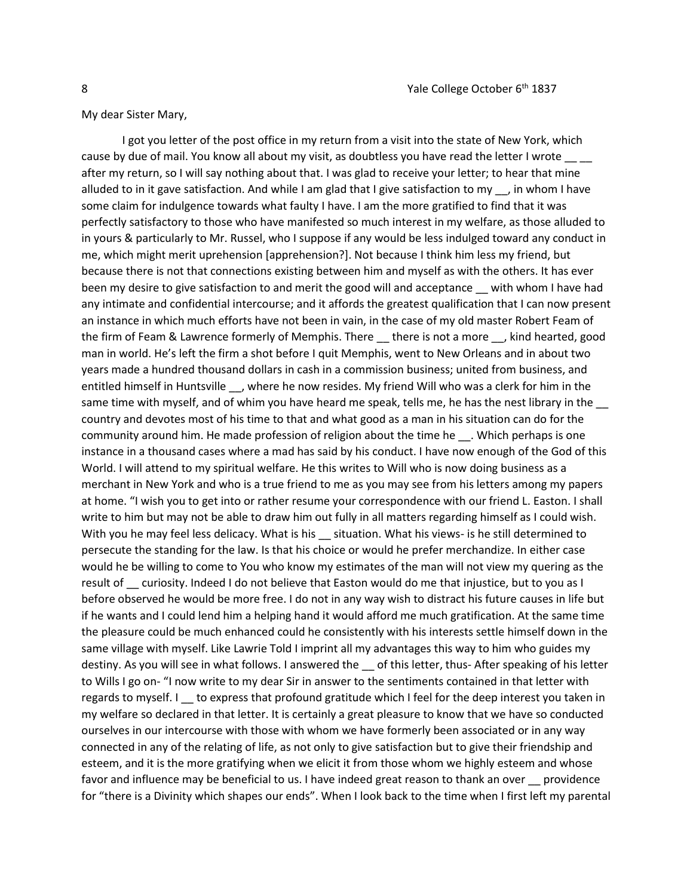Yale College October 6th 1837

My dear Sister Mary,

I got you letter of the post office in my return from a visit into the state of New York, which cause by due of mail. You know all about my visit, as doubtless you have read the letter I wrote __ __ after my return, so I will say nothing about that. I was glad to receive your letter; to hear that mine alluded to in it gave satisfaction. And while I am glad that I give satisfaction to my __, in whom I have some claim for indulgence towards what faulty I have. I am the more gratified to find that it was perfectly satisfactory to those who have manifested so much interest in my welfare, as those alluded to in yours & particularly to Mr. Russel, who I suppose if any would be less indulged toward any conduct in me, which might merit uprehension [apprehension?]. Not because I think him less my friend, but because there is not that connections existing between him and myself as with the others. It has ever been my desire to give satisfaction to and merit the good will and acceptance __ with whom I have had any intimate and confidential intercourse; and it affords the greatest qualification that I can now present an instance in which much efforts have not been in vain, in the case of my old master Robert Feam of the firm of Feam & Lawrence formerly of Memphis. There __ there is not a more __, kind hearted, good man in world. He's left the firm a shot before I quit Memphis, went to New Orleans and in about two years made a hundred thousand dollars in cash in a commission business; united from business, and entitled himself in Huntsville __, where he now resides. My friend Will who was a clerk for him in the same time with myself, and of whim you have heard me speak, tells me, he has the nest library in the __ country and devotes most of his time to that and what good as a man in his situation can do for the community around him. He made profession of religion about the time he __. Which perhaps is one instance in a thousand cases where a mad has said by his conduct. I have now enough of the God of this World. I will attend to my spiritual welfare. He this writes to Will who is now doing business as a merchant in New York and who is a true friend to me as you may see from his letters among my papers at home. "I wish you to get into or rather resume your correspondence with our friend L. Easton. I shall write to him but may not be able to draw him out fully in all matters regarding himself as I could wish. With you he may feel less delicacy. What is his __ situation. What his views- is he still determined to persecute the standing for the law. Is that his choice or would he prefer merchandize. In either case would he be willing to come to You who know my estimates of the man will not view my quering as the result of __ curiosity. Indeed I do not believe that Easton would do me that injustice, but to you as I before observed he would be more free. I do not in any way wish to distract his future causes in life but if he wants and I could lend him a helping hand it would afford me much gratification. At the same time the pleasure could be much enhanced could he consistently with his interests settle himself down in the same village with myself. Like Lawrie Told I imprint all my advantages this way to him who guides my destiny. As you will see in what follows. I answered the __ of this letter, thus- After speaking of his letter to Wills I go on- "I now write to my dear Sir in answer to the sentiments contained in that letter with regards to myself. I __ to express that profound gratitude which I feel for the deep interest you taken in my welfare so declared in that letter. It is certainly a great pleasure to know that we have so conducted ourselves in our intercourse with those with whom we have formerly been associated or in any way connected in any of the relating of life, as not only to give satisfaction but to give their friendship and esteem, and it is the more gratifying when we elicit it from those whom we highly esteem and whose favor and influence may be beneficial to us. I have indeed great reason to thank an over __ providence for "there is a Divinity which shapes our ends". When I look back to the time when I first left my parental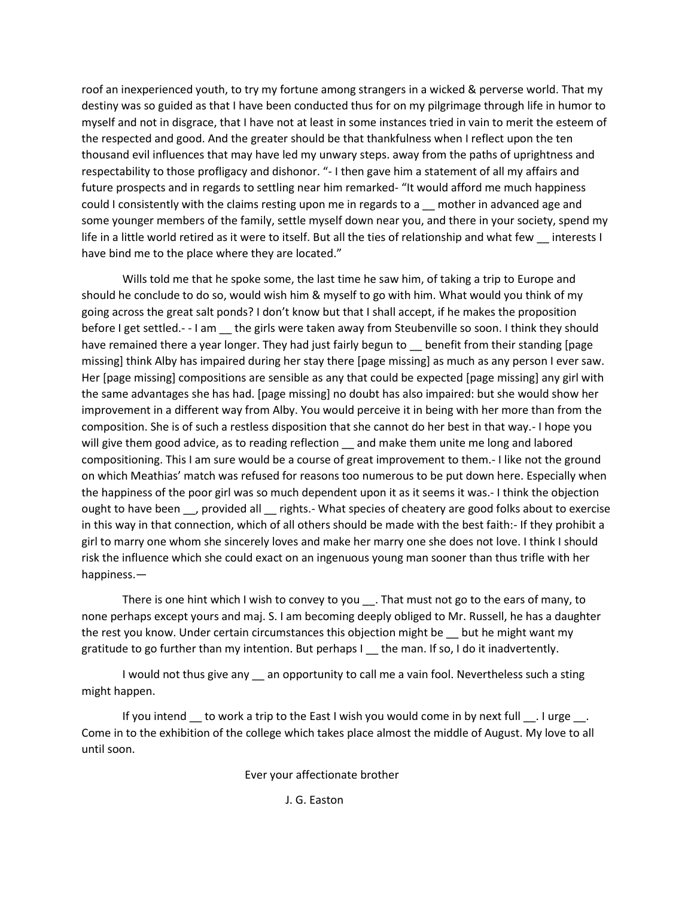roof an inexperienced youth, to try my fortune among strangers in a wicked & perverse world. That my destiny was so guided as that I have been conducted thus for on my pilgrimage through life in humor to myself and not in disgrace, that I have not at least in some instances tried in vain to merit the esteem of the respected and good. And the greater should be that thankfulness when I reflect upon the ten thousand evil influences that may have led my unwary steps. away from the paths of uprightness and respectability to those profligacy and dishonor. "- I then gave him a statement of all my affairs and future prospects and in regards to settling near him remarked- "It would afford me much happiness could I consistently with the claims resting upon me in regards to a __ mother in advanced age and some younger members of the family, settle myself down near you, and there in your society, spend my life in a little world retired as it were to itself. But all the ties of relationship and what few __ interests I have bind me to the place where they are located."

Wills told me that he spoke some, the last time he saw him, of taking a trip to Europe and should he conclude to do so, would wish him & myself to go with him. What would you think of my going across the great salt ponds? I don't know but that I shall accept, if he makes the proposition before I get settled.- - I am __ the girls were taken away from Steubenville so soon. I think they should have remained there a year longer. They had just fairly begun to __ benefit from their standing [page missing] think Alby has impaired during her stay there [page missing] as much as any person I ever saw. Her [page missing] compositions are sensible as any that could be expected [page missing] any girl with the same advantages she has had. [page missing] no doubt has also impaired: but she would show her improvement in a different way from Alby. You would perceive it in being with her more than from the composition. She is of such a restless disposition that she cannot do her best in that way.- I hope you will give them good advice, as to reading reflection __ and make them unite me long and labored compositioning. This I am sure would be a course of great improvement to them.- I like not the ground on which Meathias' match was refused for reasons too numerous to be put down here. Especially when the happiness of the poor girl was so much dependent upon it as it seems it was.- I think the objection ought to have been __, provided all __ rights.- What species of cheatery are good folks about to exercise in this way in that connection, which of all others should be made with the best faith:- If they prohibit a girl to marry one whom she sincerely loves and make her marry one she does not love. I think I should risk the influence which she could exact on an ingenuous young man sooner than thus trifle with her happiness.—

There is one hint which I wish to convey to you __. That must not go to the ears of many, to none perhaps except yours and maj. S. I am becoming deeply obliged to Mr. Russell, he has a daughter the rest you know. Under certain circumstances this objection might be __ but he might want my gratitude to go further than my intention. But perhaps I __ the man. If so, I do it inadvertently.

I would not thus give any __ an opportunity to call me a vain fool. Nevertheless such a sting might happen.

If you intend __ to work a trip to the East I wish you would come in by next full __. I urge __. Come in to the exhibition of the college which takes place almost the middle of August. My love to all until soon.

Ever your affectionate brother

J. G. Easton